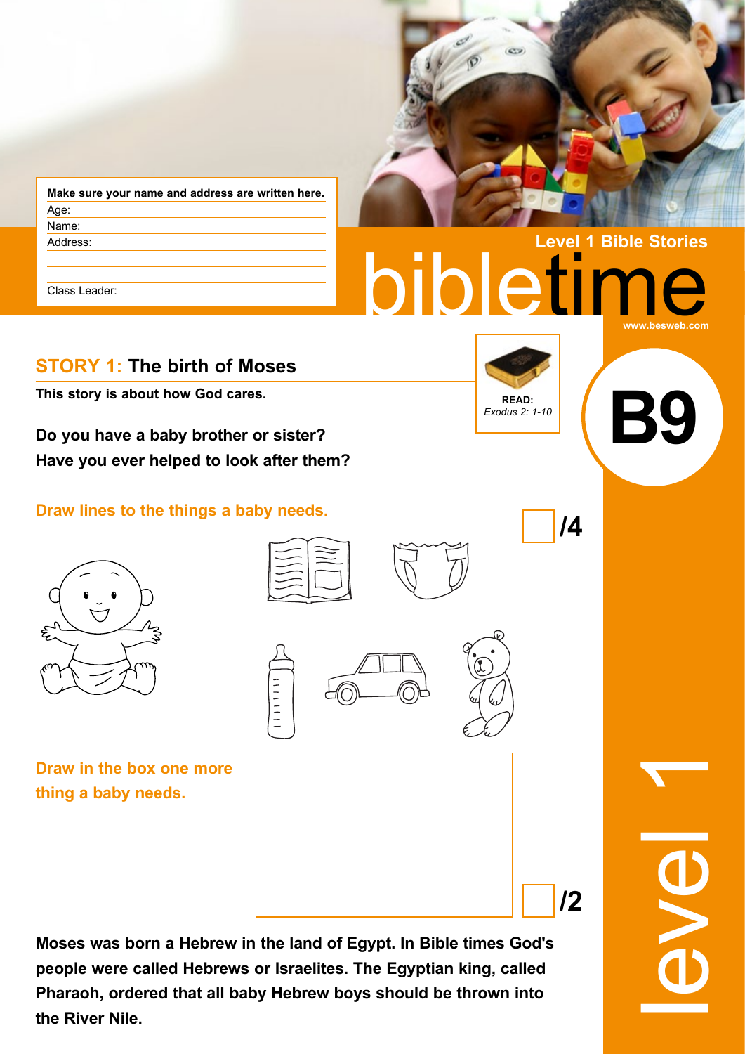Make sure your name and address are written here.

Age:

Name:

Address:

Class Leader:

# Level 1 Bible Stories

# bibletime

www.besweb.com

# B9

## STORY 1: The birth of Moses

**This story is about how God cares.**

**READ:** *Exodus 2: 1-10*

**Do you have a baby brother or sister?**
**Have you ever helped to look after them?**

**Draw lines to the things a baby needs.** /4

**Draw in the box one more thing a baby needs.** /2

**Moses was born a Hebrew in the land of Egypt. In Bible times God's people were called Hebrews or Israelites. The Egyptian king, called Pharaoh, ordered that all baby Hebrew boys should be thrown into the River Nile.**

level 1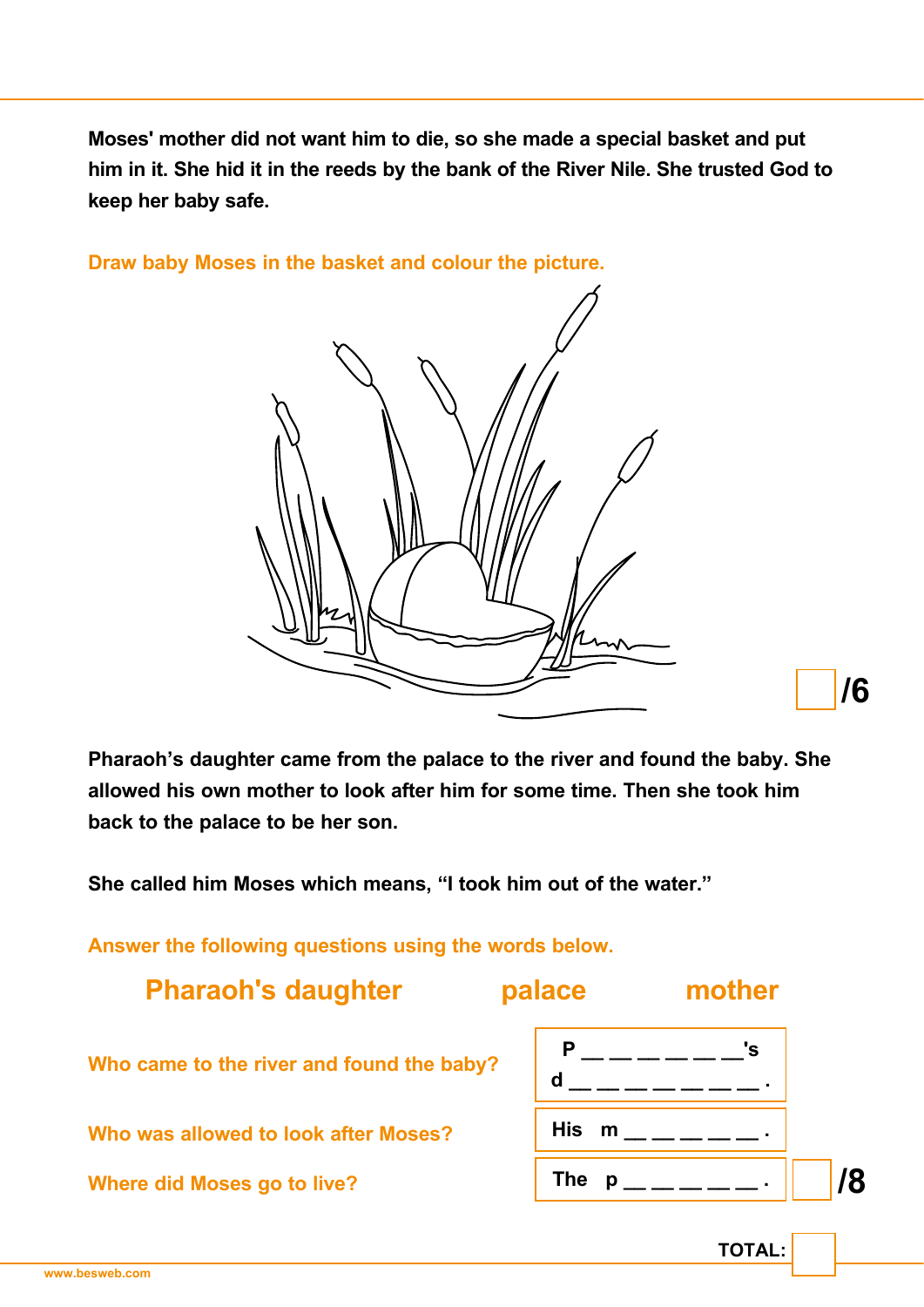**Moses' mother did not want him to die, so she made a special basket and put him in it. She hid it in the reeds by the bank of the River Nile. She trusted God to keep her baby safe.**

Draw baby Moses in the basket and colour the picture.

/6

**Pharaoh's daughter came from the palace to the river and found the baby. She allowed his own mother to look after him for some time. Then she took him back to the palace to be her son.**

**She called him Moses which means, "I took him out of the water."**

Answer the following questions using the words below.

**Pharaoh's daughter** **palace** **mother**

| | |
|---|---|
| Who came to the river and found the baby? | P __ __ __ __ __ __'s d __ __ __ __ __ __ __ . |
| Who was allowed to look after Moses? | His m __ __ __ __ __ . |
| Where did Moses go to live? | The p __ __ __ __ __ . |

/8

**TOTAL:**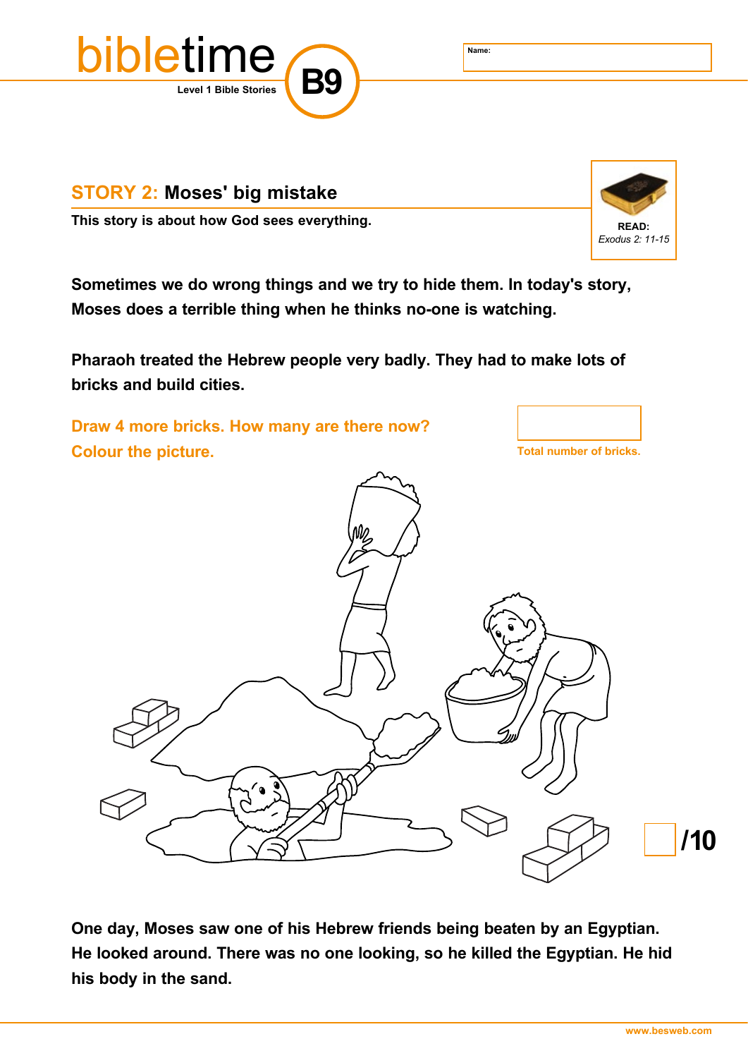# bibletime

Level 1 Bible Stories

B9

Name:

## STORY 2: Moses' big mistake

This story is about how God sees everything.

**READ:** *Exodus 2: 11-15*

**Sometimes we do wrong things and we try to hide them. In today's story, Moses does a terrible thing when he thinks no-one is watching.**

**Pharaoh treated the Hebrew people very badly. They had to make lots of bricks and build cities.**

**Draw 4 more bricks. How many are there now?**

**Colour the picture.**

Total number of bricks.

/10

**One day, Moses saw one of his Hebrew friends being beaten by an Egyptian. He looked around. There was no one looking, so he killed the Egyptian. He hid his body in the sand.**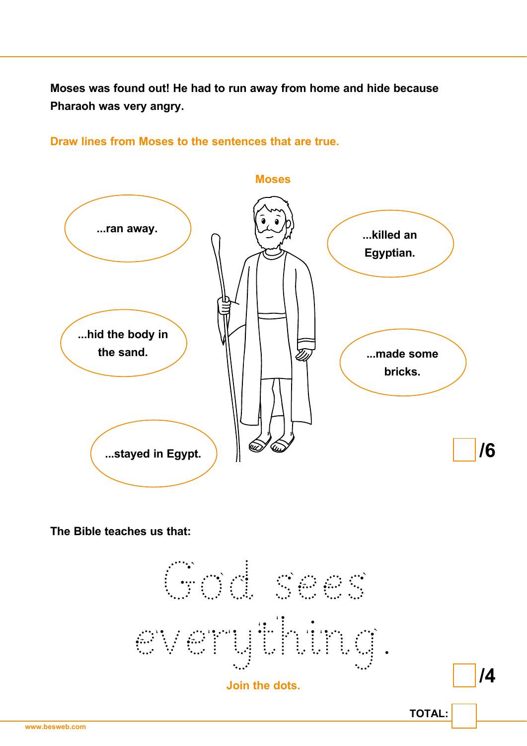**Moses was found out! He had to run away from home and hide because Pharaoh was very angry.**

**Draw lines from Moses to the sentences that are true.**

**Moses**

- ...ran away.
- ...killed an Egyptian.
- ...hid the body in the sand.
- ...made some bricks.
- ...stayed in Egypt.

/6

**The Bible teaches us that:**

God sees everything.

**Join the dots.**

/4

**TOTAL:**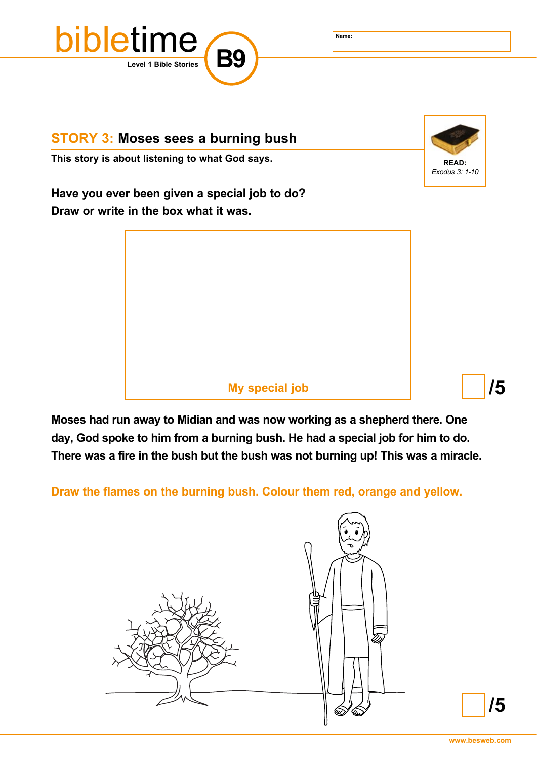Name:

## STORY 3: Moses sees a burning bush

**This story is about listening to what God says.**

**READ:** *Exodus 3: 1-10*

**Have you ever been given a special job to do?**
**Draw or write in the box what it was.**

My special job

/5

**Moses had run away to Midian and was now working as a shepherd there. One day, God spoke to him from a burning bush. He had a special job for him to do. There was a fire in the bush but the bush was not burning up! This was a miracle.**

**Draw the flames on the burning bush. Colour them red, orange and yellow.**

/5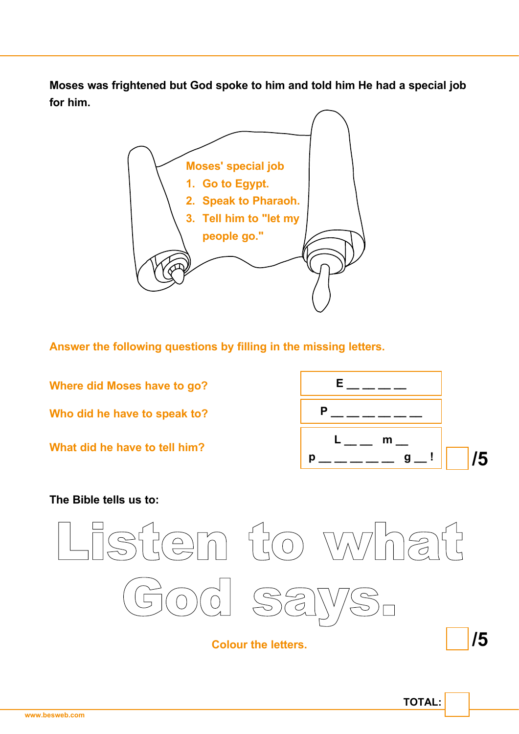**Moses was frightened but God spoke to him and told him He had a special job for him.**

Moses' special job

1. Go to Egypt.
2. Speak to Pharaoh.
3. Tell him to "let my people go."

Answer the following questions by filling in the missing letters.

| Question | Answer |
|---|---|
| Where did Moses have to go? | E __ __ __ __ |
| Who did he have to speak to? | P __ __ __ __ __ __ |
| What did he have to tell him? | L __ __ m __ p __ __ __ __ __ g __ ! |

/5

**The Bible tells us to:**

Listen to what God says.

Colour the letters.

/5

**TOTAL:**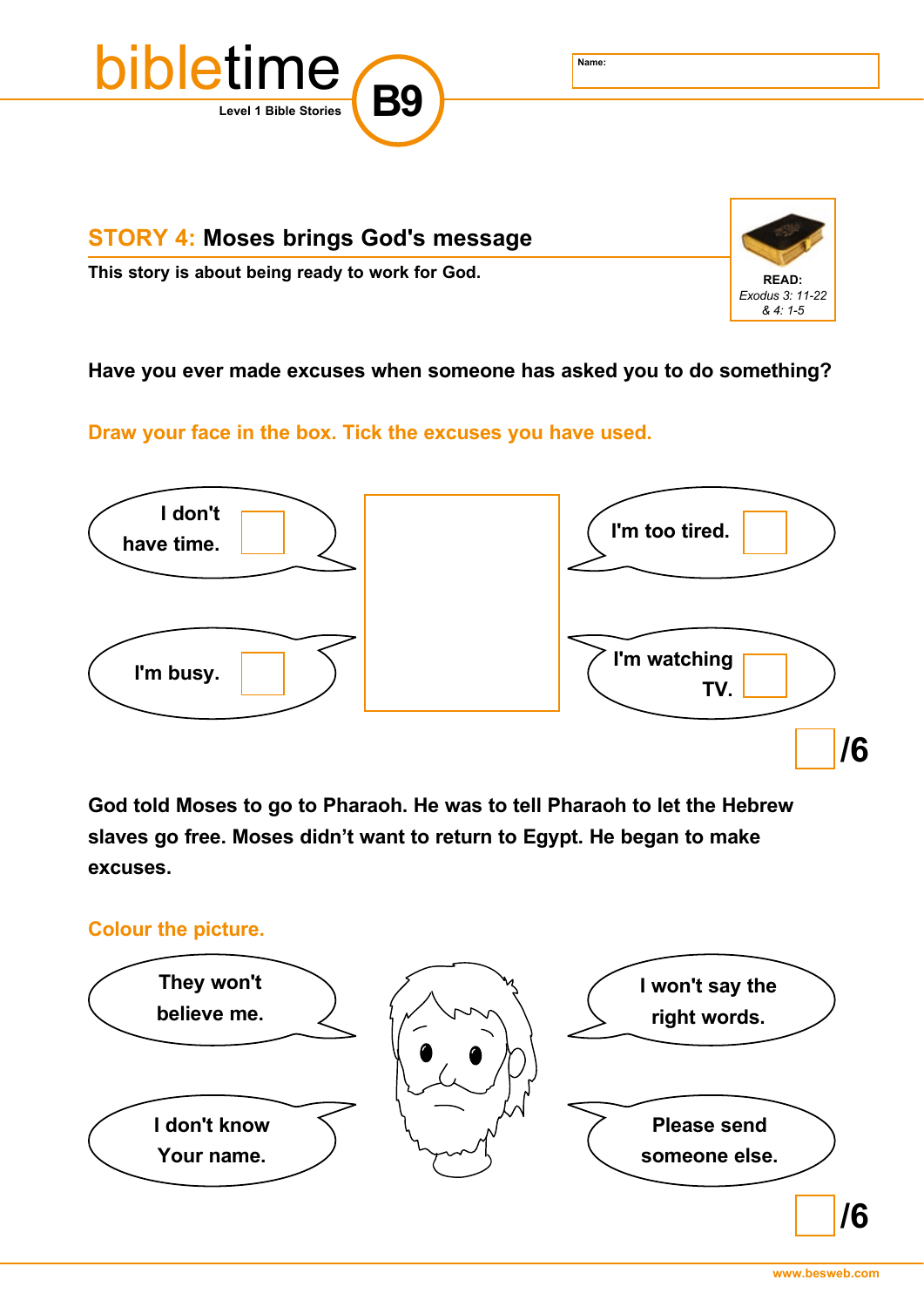bibletime **B9**

Level 1 Bible Stories

Name:

## STORY 4: Moses brings God's message

This story is about being ready to work for God.

**READ:**
*Exodus 3: 11-22 & 4: 1-5*

**Have you ever made excuses when someone has asked you to do something?**

**Draw your face in the box. Tick the excuses you have used.**

- I don't have time. ☐
- I'm too tired. ☐
- I'm busy. ☐
- I'm watching TV. ☐

/6

**God told Moses to go to Pharaoh. He was to tell Pharaoh to let the Hebrew slaves go free. Moses didn't want to return to Egypt. He began to make excuses.**

**Colour the picture.**

- They won't believe me.
- I won't say the right words.
- I don't know Your name.
- Please send someone else.

/6

www.besweb.com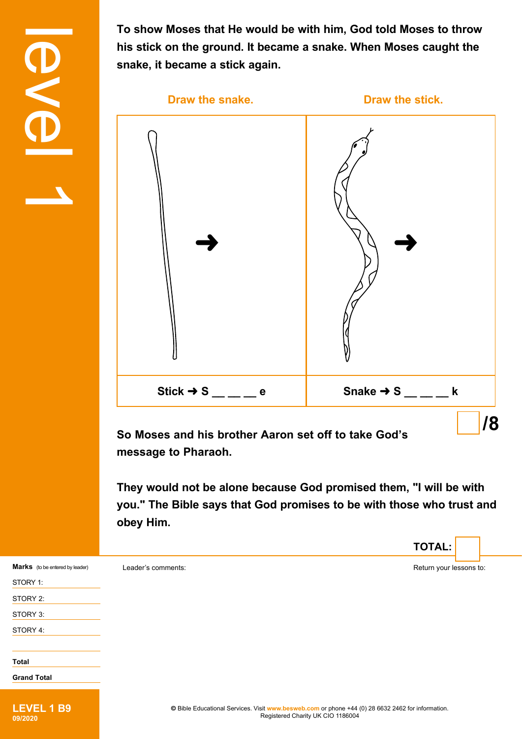level 1

**To show Moses that He would be with him, God told Moses to throw his stick on the ground. It became a snake. When Moses caught the snake, it became a stick again.**

| Draw the snake. | Draw the stick. |
|---|---|
| ➜ | ➜ |
| **Stick ➜ S __ __ __ e** | **Snake ➜ S __ __ __ k** |

**/8**

**So Moses and his brother Aaron set off to take God's message to Pharaoh.**

**They would not be alone because God promised them, "I will be with you." The Bible says that God promises to be with those who trust and obey Him.**

**TOTAL:**

**Marks** (to be entered by leader)

STORY 1:

STORY 2:

STORY 3:

STORY 4:

**Total**

**Grand Total**

Leader's comments:

Return your lessons to:

**LEVEL 1 B9**
**09/2020**

© Bible Educational Services. Visit www.besweb.com or phone +44 (0) 28 6632 2462 for information.
Registered Charity UK CIO 1186004